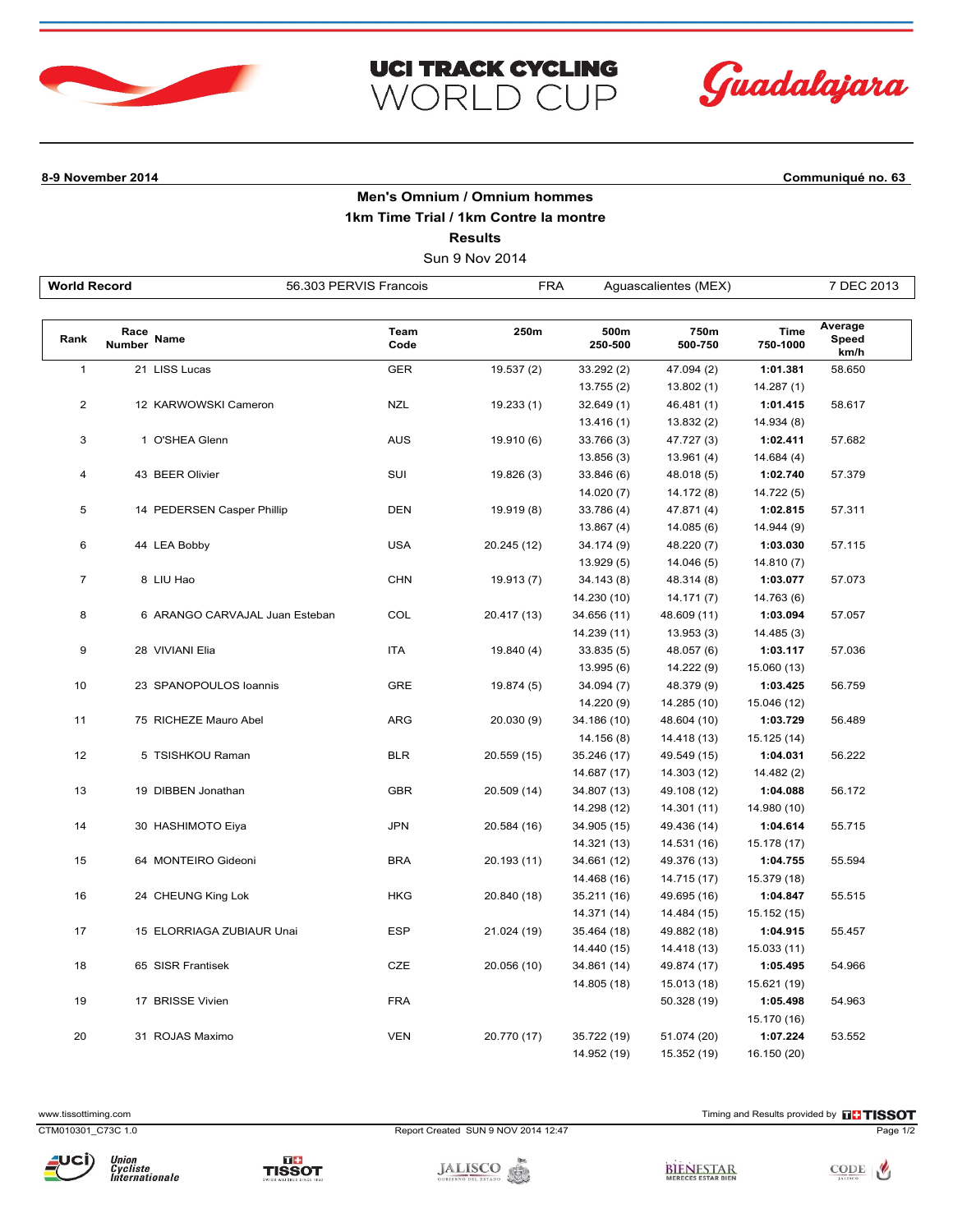# UCI TRACK CYCLING WORLD CUP

Guadalajara

**8-9 November 2014** **Communiqué no. 63**

## Men's Omnium / Omnium hommes
## 1km Time Trial / 1km Contre la montre
## Results

Sun 9 Nov 2014

| World Record | 56.303 PERVIS Francois | FRA | Aguascalientes (MEX) | 7 DEC 2013 |
|---|---|---|---|---|

| Rank | Race Number | Name | Team Code | 250m | 500m 250-500 | 750m 500-750 | Time 750-1000 | Average Speed km/h |
|---|---|---|---|---|---|---|---|---|
| 1 | 21 | LISS Lucas | GER | 19.537 (2) | 33.292 (2) | 47.094 (2) | **1:01.381** | 58.650 |
| | | | | | 13.755 (2) | 13.802 (1) | 14.287 (1) | |
| 2 | 12 | KARWOWSKI Cameron | NZL | 19.233 (1) | 32.649 (1) | 46.481 (1) | **1:01.415** | 58.617 |
| | | | | | 13.416 (1) | 13.832 (2) | 14.934 (8) | |
| 3 | 1 | O'SHEA Glenn | AUS | 19.910 (6) | 33.766 (3) | 47.727 (3) | **1:02.411** | 57.682 |
| | | | | | 13.856 (3) | 13.961 (4) | 14.684 (4) | |
| 4 | 43 | BEER Olivier | SUI | 19.826 (3) | 33.846 (6) | 48.018 (5) | **1:02.740** | 57.379 |
| | | | | | 14.020 (7) | 14.172 (8) | 14.722 (5) | |
| 5 | 14 | PEDERSEN Casper Phillip | DEN | 19.919 (8) | 33.786 (4) | 47.871 (4) | **1:02.815** | 57.311 |
| | | | | | 13.867 (4) | 14.085 (6) | 14.944 (9) | |
| 6 | 44 | LEA Bobby | USA | 20.245 (12) | 34.174 (9) | 48.220 (7) | **1:03.030** | 57.115 |
| | | | | | 13.929 (5) | 14.046 (5) | 14.810 (7) | |
| 7 | 8 | LIU Hao | CHN | 19.913 (7) | 34.143 (8) | 48.314 (8) | **1:03.077** | 57.073 |
| | | | | | 14.230 (10) | 14.171 (7) | 14.763 (6) | |
| 8 | 6 | ARANGO CARVAJAL Juan Esteban | COL | 20.417 (13) | 34.656 (11) | 48.609 (11) | **1:03.094** | 57.057 |
| | | | | | 14.239 (11) | 13.953 (3) | 14.485 (3) | |
| 9 | 28 | VIVIANI Elia | ITA | 19.840 (4) | 33.835 (5) | 48.057 (6) | **1:03.117** | 57.036 |
| | | | | | 13.995 (6) | 14.222 (9) | 15.060 (13) | |
| 10 | 23 | SPANOPOULOS Ioannis | GRE | 19.874 (5) | 34.094 (7) | 48.379 (9) | **1:03.425** | 56.759 |
| | | | | | 14.220 (9) | 14.285 (10) | 15.046 (12) | |
| 11 | 75 | RICHEZE Mauro Abel | ARG | 20.030 (9) | 34.186 (10) | 48.604 (10) | **1:03.729** | 56.489 |
| | | | | | 14.156 (8) | 14.418 (13) | 15.125 (14) | |
| 12 | 5 | TSISHKOU Raman | BLR | 20.559 (15) | 35.246 (17) | 49.549 (15) | **1:04.031** | 56.222 |
| | | | | | 14.687 (17) | 14.303 (12) | 14.482 (2) | |
| 13 | 19 | DIBBEN Jonathan | GBR | 20.509 (14) | 34.807 (13) | 49.108 (12) | **1:04.088** | 56.172 |
| | | | | | 14.298 (12) | 14.301 (11) | 14.980 (10) | |
| 14 | 30 | HASHIMOTO Eiya | JPN | 20.584 (16) | 34.905 (15) | 49.436 (14) | **1:04.614** | 55.715 |
| | | | | | 14.321 (13) | 14.531 (16) | 15.178 (17) | |
| 15 | 64 | MONTEIRO Gideoni | BRA | 20.193 (11) | 34.661 (12) | 49.376 (13) | **1:04.755** | 55.594 |
| | | | | | 14.468 (16) | 14.715 (17) | 15.379 (18) | |
| 16 | 24 | CHEUNG King Lok | HKG | 20.840 (18) | 35.211 (16) | 49.695 (16) | **1:04.847** | 55.515 |
| | | | | | 14.371 (14) | 14.484 (15) | 15.152 (15) | |
| 17 | 15 | ELORRIAGA ZUBIAUR Unai | ESP | 21.024 (19) | 35.464 (18) | 49.882 (18) | **1:04.915** | 55.457 |
| | | | | | 14.440 (15) | 14.418 (13) | 15.033 (11) | |
| 18 | 65 | SISR Frantisek | CZE | 20.056 (10) | 34.861 (14) | 49.874 (17) | **1:05.495** | 54.966 |
| | | | | | 14.805 (18) | 15.013 (18) | 15.621 (19) | |
| 19 | 17 | BRISSE Vivien | FRA | | | 50.328 (19) | **1:05.498** | 54.963 |
| | | | | | | | 15.170 (16) | |
| 20 | 31 | ROJAS Maximo | VEN | 20.770 (17) | 35.722 (19) | 51.074 (20) | **1:07.224** | 53.552 |
| | | | | | 14.952 (19) | 15.352 (19) | 16.150 (20) | |

www.tissottiming.com — Timing and Results provided by TISSOT

CTM010301_C73C 1.0 — Report Created SUN 9 NOV 2014 12:47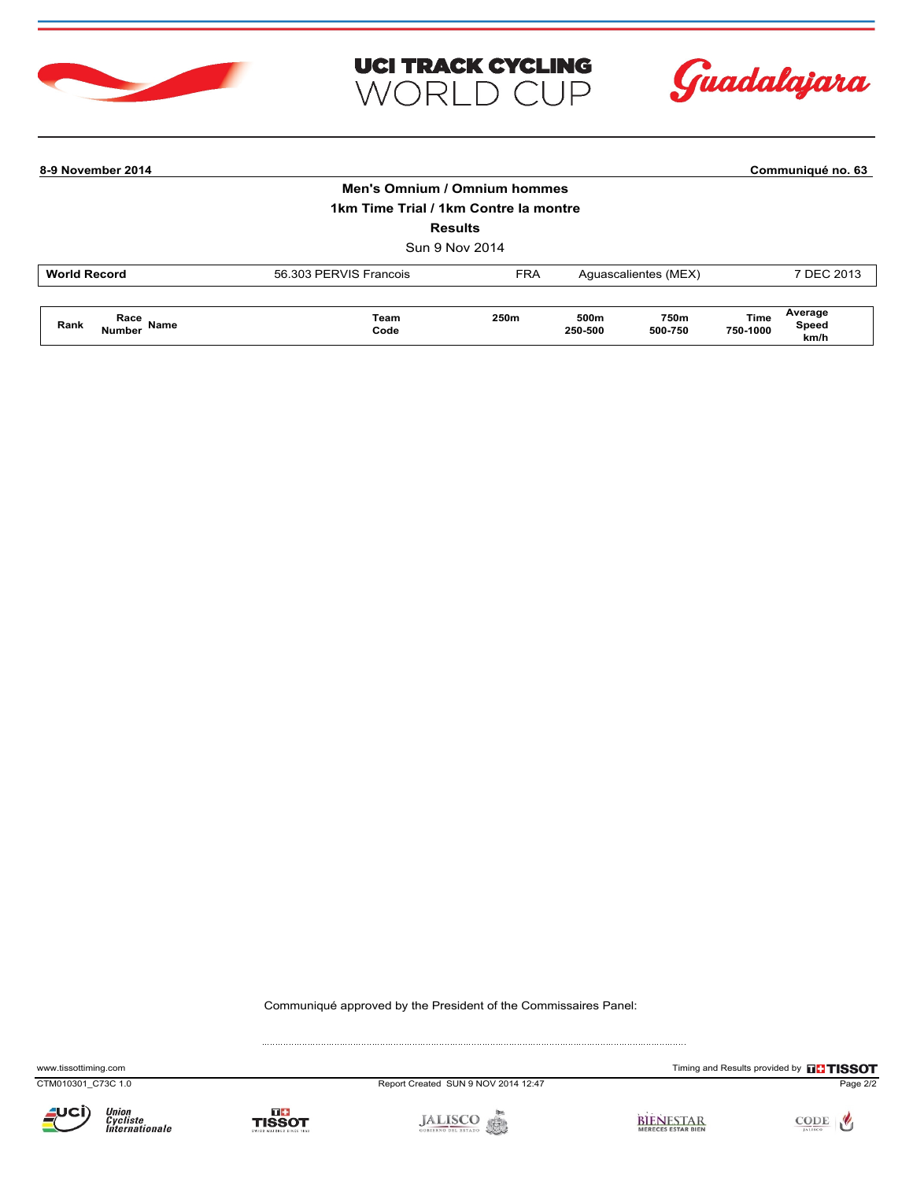UCI TRACK CYCLING WORLD CUP

Guadalajara

**8-9 November 2014** **Communiqué no. 63**

## Men's Omnium / Omnium hommes

## 1km Time Trial / 1km Contre la montre

### Results

Sun 9 Nov 2014

| World Record | 56.303 PERVIS Francois | FRA | Aguascalientes (MEX) | 7 DEC 2013 |
|---|---|---|---|---|

| Rank | Race Number | Name | Team Code | 250m | 500m 250-500 | 750m 500-750 | Time 750-1000 | Average Speed km/h |
|---|---|---|---|---|---|---|---|---|

Communiqué approved by the President of the Commissaires Panel:

..........................................................................................................................................

www.tissottiming.com

Timing and Results provided by TISSOT

CTM010301_C73C 1.0

Report Created SUN 9 NOV 2014 12:47